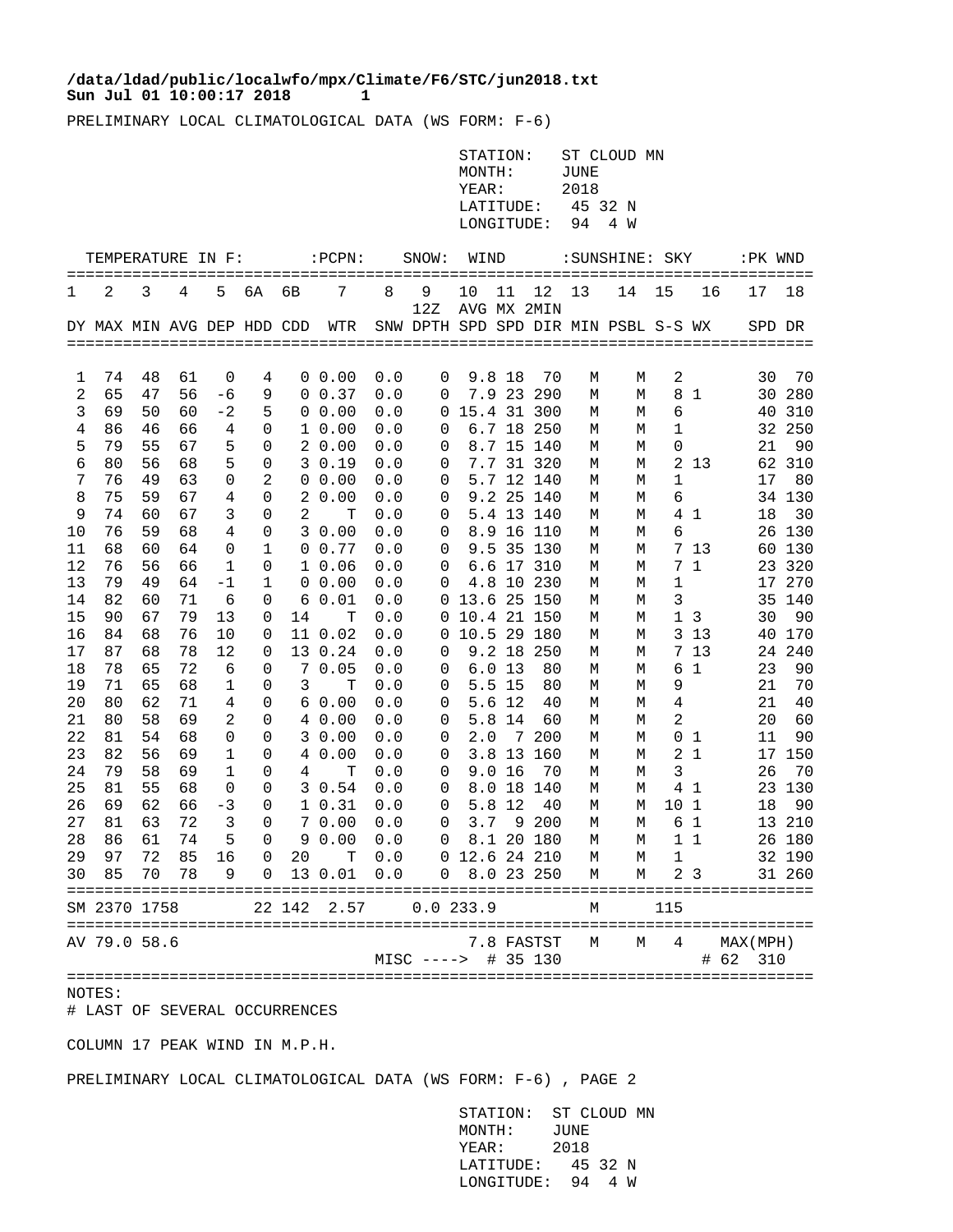PRELIMINARY LOCAL CLIMATOLOGICAL DATA (WS FORM: F-6)

STATION: ST CLOUD MN
MONTH: JUNE
YEAR: 2018
LATITUDE: 45 32 N
LONGITUDE: 94 4 W

| TEMPERATURE IN F: | | | | | | | :PCPN: | | SNOW: | WIND | | | :SUNSHINE: | | SKY | | :PK WND | |
|---|---|---|---|---|---|---|---|---|---|---|---|---|---|---|---|---|---|---|
| 1 | 2 | 3 | 4 | 5 | 6A | 6B | 7 | 8 | 9 | 10 | 11 | 12 | 13 | 14 | 15 | 16 | 17 | 18 |
| | | | | | | | | | 12Z | AVG | MX | 2MIN | | | | | | |
| DY | MAX | MIN | AVG | DEP | HDD | CDD | WTR | SNW | DPTH | SPD | SPD | DIR | MIN | PSBL | S-S | WX | SPD | DR |
| 1 | 74 | 48 | 61 | 0 | 4 | 0 | 0.00 | 0.0 | 0 | 9.8 | 18 | 70 | M | M | 2 | | 30 | 70 |
| 2 | 65 | 47 | 56 | -6 | 9 | 0 | 0.37 | 0.0 | 0 | 7.9 | 23 | 290 | M | M | 8 | 1 | 30 | 280 |
| 3 | 69 | 50 | 60 | -2 | 5 | 0 | 0.00 | 0.0 | 0 | 15.4 | 31 | 300 | M | M | 6 | | 40 | 310 |
| 4 | 86 | 46 | 66 | 4 | 0 | 1 | 0.00 | 0.0 | 0 | 6.7 | 18 | 250 | M | M | 1 | | 32 | 250 |
| 5 | 79 | 55 | 67 | 5 | 0 | 2 | 0.00 | 0.0 | 0 | 8.7 | 15 | 140 | M | M | 0 | | 21 | 90 |
| 6 | 80 | 56 | 68 | 5 | 0 | 3 | 0.19 | 0.0 | 0 | 7.7 | 31 | 320 | M | M | 2 | 13 | 62 | 310 |
| 7 | 76 | 49 | 63 | 0 | 2 | 0 | 0.00 | 0.0 | 0 | 5.7 | 12 | 140 | M | M | 1 | | 17 | 80 |
| 8 | 75 | 59 | 67 | 4 | 0 | 2 | 0.00 | 0.0 | 0 | 9.2 | 25 | 140 | M | M | 6 | | 34 | 130 |
| 9 | 74 | 60 | 67 | 3 | 0 | 2 | T | 0.0 | 0 | 5.4 | 13 | 140 | M | M | 4 | 1 | 18 | 30 |
| 10 | 76 | 59 | 68 | 4 | 0 | 3 | 0.00 | 0.0 | 0 | 8.9 | 16 | 110 | M | M | 6 | | 26 | 130 |
| 11 | 68 | 60 | 64 | 0 | 1 | 0 | 0.77 | 0.0 | 0 | 9.5 | 35 | 130 | M | M | 7 | 13 | 60 | 130 |
| 12 | 76 | 56 | 66 | 1 | 0 | 1 | 0.06 | 0.0 | 0 | 6.6 | 17 | 310 | M | M | 7 | 1 | 23 | 320 |
| 13 | 79 | 49 | 64 | -1 | 1 | 0 | 0.00 | 0.0 | 0 | 4.8 | 10 | 230 | M | M | 1 | | 17 | 270 |
| 14 | 82 | 60 | 71 | 6 | 0 | 6 | 0.01 | 0.0 | 0 | 13.6 | 25 | 150 | M | M | 3 | | 35 | 140 |
| 15 | 90 | 67 | 79 | 13 | 0 | 14 | T | 0.0 | 0 | 10.4 | 21 | 150 | M | M | 1 | 3 | 30 | 90 |
| 16 | 84 | 68 | 76 | 10 | 0 | 11 | 0.02 | 0.0 | 0 | 10.5 | 29 | 180 | M | M | 3 | 13 | 40 | 170 |
| 17 | 87 | 68 | 78 | 12 | 0 | 13 | 0.24 | 0.0 | 0 | 9.2 | 18 | 250 | M | M | 7 | 13 | 24 | 240 |
| 18 | 78 | 65 | 72 | 6 | 0 | 7 | 0.05 | 0.0 | 0 | 6.0 | 13 | 80 | M | M | 6 | 1 | 23 | 90 |
| 19 | 71 | 65 | 68 | 1 | 0 | 3 | T | 0.0 | 0 | 5.5 | 15 | 80 | M | M | 9 | | 21 | 70 |
| 20 | 80 | 62 | 71 | 4 | 0 | 6 | 0.00 | 0.0 | 0 | 5.6 | 12 | 40 | M | M | 4 | | 21 | 40 |
| 21 | 80 | 58 | 69 | 2 | 0 | 4 | 0.00 | 0.0 | 0 | 5.8 | 14 | 60 | M | M | 2 | | 20 | 60 |
| 22 | 81 | 54 | 68 | 0 | 0 | 3 | 0.00 | 0.0 | 0 | 2.0 | 7 | 200 | M | M | 0 | 1 | 11 | 90 |
| 23 | 82 | 56 | 69 | 1 | 0 | 4 | 0.00 | 0.0 | 0 | 3.8 | 13 | 160 | M | M | 2 | 1 | 17 | 150 |
| 24 | 79 | 58 | 69 | 1 | 0 | 4 | T | 0.0 | 0 | 9.0 | 16 | 70 | M | M | 3 | | 26 | 70 |
| 25 | 81 | 55 | 68 | 0 | 0 | 3 | 0.54 | 0.0 | 0 | 8.0 | 18 | 140 | M | M | 4 | 1 | 23 | 130 |
| 26 | 69 | 62 | 66 | -3 | 0 | 1 | 0.31 | 0.0 | 0 | 5.8 | 12 | 40 | M | M | 10 | 1 | 18 | 90 |
| 27 | 81 | 63 | 72 | 3 | 0 | 7 | 0.00 | 0.0 | 0 | 3.7 | 9 | 200 | M | M | 6 | 1 | 13 | 210 |
| 28 | 86 | 61 | 74 | 5 | 0 | 9 | 0.00 | 0.0 | 0 | 8.1 | 20 | 180 | M | M | 1 | 1 | 26 | 180 |
| 29 | 97 | 72 | 85 | 16 | 0 | 20 | T | 0.0 | 0 | 12.6 | 24 | 210 | M | M | 1 | | 32 | 190 |
| 30 | 85 | 70 | 78 | 9 | 0 | 13 | 0.01 | 0.0 | 0 | 8.0 | 23 | 250 | M | M | 2 | 3 | 31 | 260 |
| SM | 2370 | 1758 | | | 22 | 142 | 2.57 | 0.0 | 233.9 | | | | M | | 115 | | | |
| AV | 79.0 | 58.6 | | | | | | | | 7.8 | FASTST | | M | M | 4 | | MAX(MPH) | |
| | | | | | | | | MISC ----> | | | # 35 | 130 | | | | | # 62 | 310 |

NOTES:
# LAST OF SEVERAL OCCURRENCES

COLUMN 17 PEAK WIND IN M.P.H.

PRELIMINARY LOCAL CLIMATOLOGICAL DATA (WS FORM: F-6) , PAGE 2

STATION: ST CLOUD MN
MONTH: JUNE
YEAR: 2018
LATITUDE: 45 32 N
LONGITUDE: 94 4 W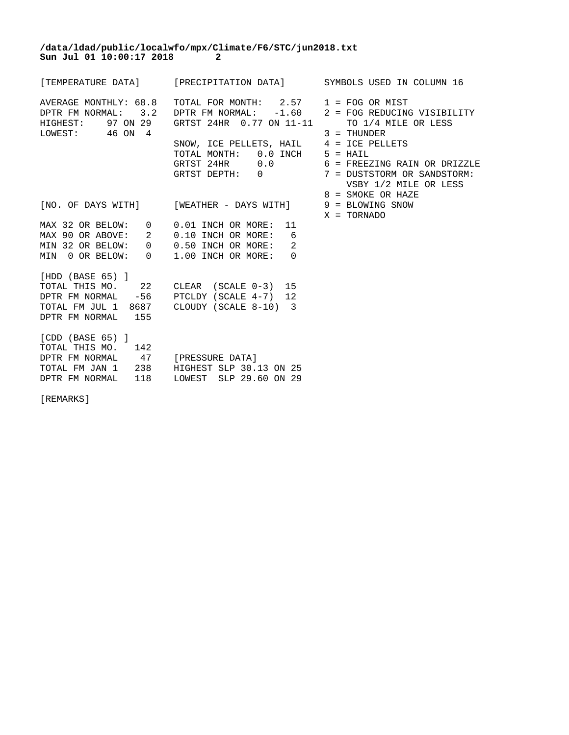**/data/ldad/public/localwfo/mpx/Climate/F6/STC/jun2018.txt**
**Sun Jul 01 10:00:17 2018**

```
[TEMPERATURE DATA]      [PRECIPITATION DATA]       SYMBOLS USED IN COLUMN 16

AVERAGE MONTHLY: 68.8   TOTAL FOR MONTH:   2.57    1 = FOG OR MIST
DPTR FM NORMAL:   3.2   DPTR FM NORMAL:   -1.60    2 = FOG REDUCING VISIBILITY
HIGHEST:    97 ON 29    GRTST 24HR  0.77 ON 11-11      TO 1/4 MILE OR LESS
LOWEST:     46 ON  4                               3 = THUNDER
                        SNOW, ICE PELLETS, HAIL    4 = ICE PELLETS
                        TOTAL MONTH:   0.0 INCH    5 = HAIL
                        GRTST 24HR     0.0         6 = FREEZING RAIN OR DRIZZLE
                        GRTST DEPTH:   0           7 = DUSTSTORM OR SANDSTORM:
                                                       VSBY 1/2 MILE OR LESS
                                                   8 = SMOKE OR HAZE
[NO. OF DAYS WITH]      [WEATHER - DAYS WITH]      9 = BLOWING SNOW
                                                   X = TORNADO
MAX 32 OR BELOW:   0    0.01 INCH OR MORE:  11
MAX 90 OR ABOVE:   2    0.10 INCH OR MORE:   6
MIN 32 OR BELOW:   0    0.50 INCH OR MORE:   2
MIN  0 OR BELOW:   0    1.00 INCH OR MORE:   0

[HDD (BASE 65) ]
TOTAL THIS MO.    22    CLEAR  (SCALE 0-3)  15
DPTR FM NORMAL   -56    PTCLDY (SCALE 4-7)  12
TOTAL FM JUL 1  8687    CLOUDY (SCALE 8-10)  3
DPTR FM NORMAL   155

[CDD (BASE 65) ]
TOTAL THIS MO.   142
DPTR FM NORMAL    47    [PRESSURE DATA]
TOTAL FM JAN 1   238    HIGHEST SLP 30.13 ON 25
DPTR FM NORMAL   118    LOWEST  SLP 29.60 ON 29

[REMARKS]
```